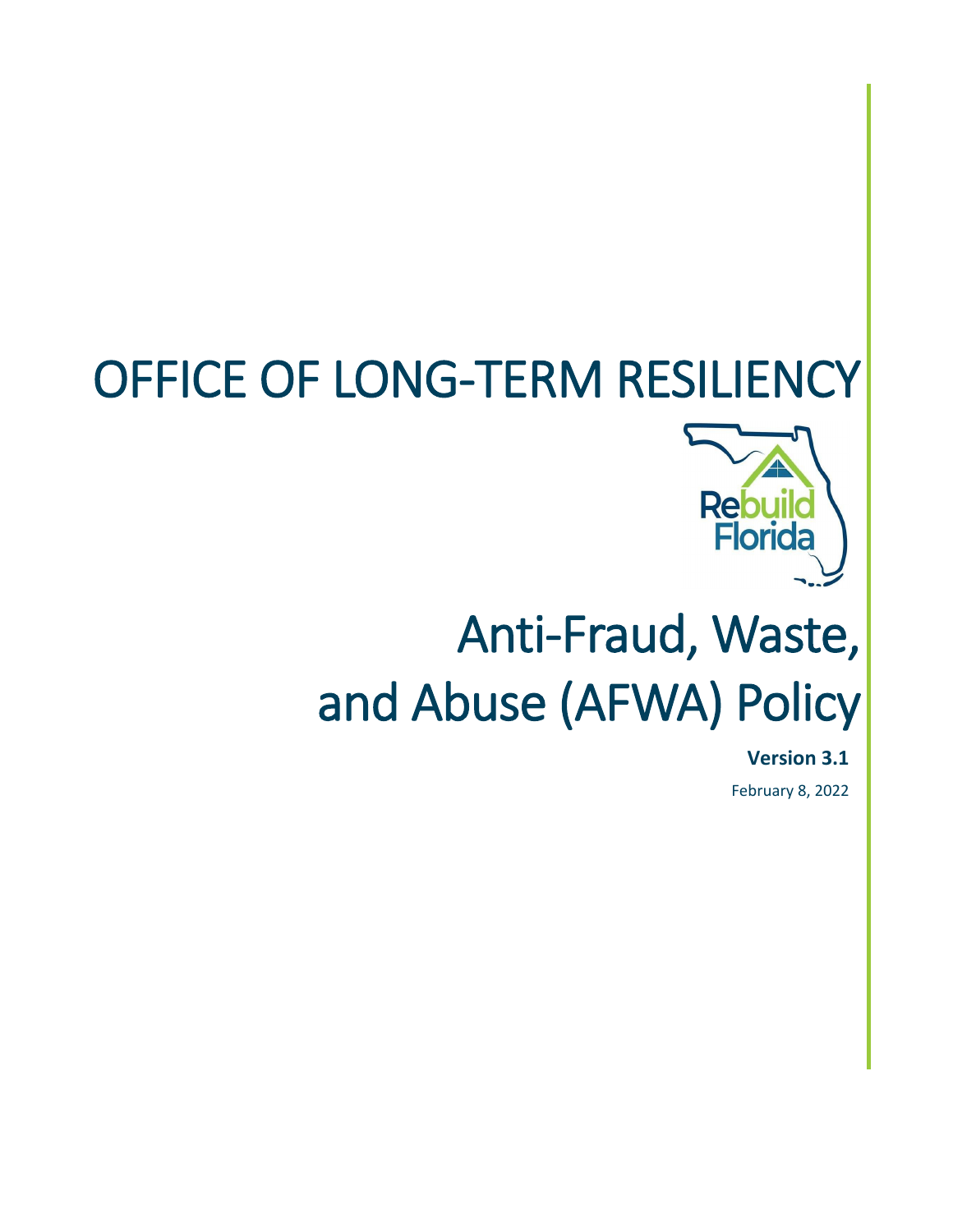# OFFICE OF LONG-TERM RESILIENCY

Rebuild Florida

# Anti-Fraud, Waste, and Abuse (AFWA) Policy

**Version 3.1**

February 8, 2022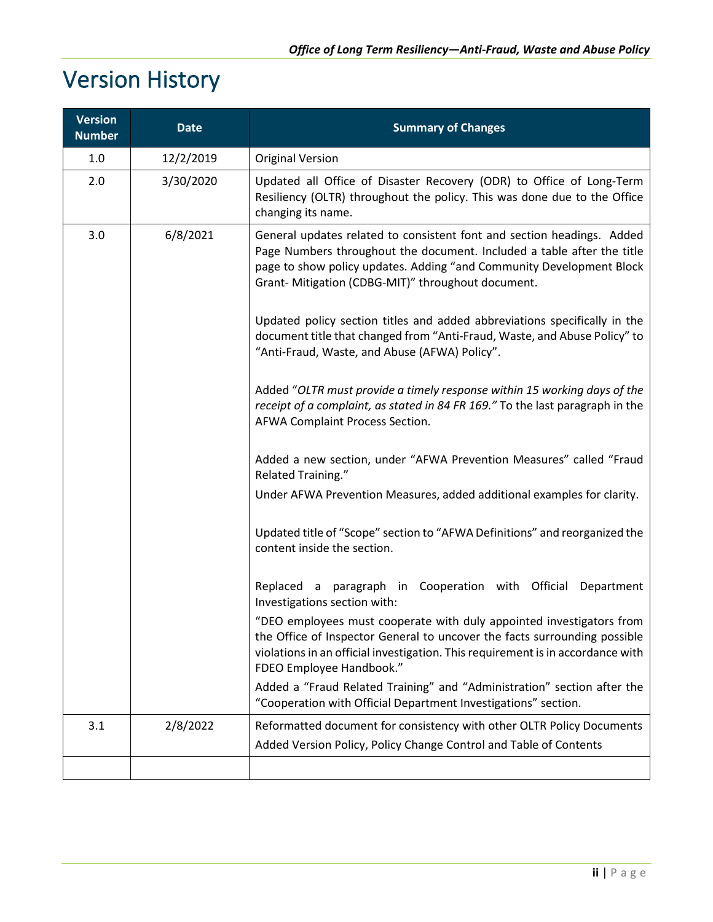# Version History

| Version Number | Date | Summary of Changes |
|---|---|---|
| 1.0 | 12/2/2019 | Original Version |
| 2.0 | 3/30/2020 | Updated all Office of Disaster Recovery (ODR) to Office of Long-Term Resiliency (OLTR) throughout the policy. This was done due to the Office changing its name. |
| 3.0 | 6/8/2021 | General updates related to consistent font and section headings. Added Page Numbers throughout the document. Included a table after the title page to show policy updates. Adding "and Community Development Block Grant- Mitigation (CDBG-MIT)" throughout document.<br><br>Updated policy section titles and added abbreviations specifically in the document title that changed from "Anti-Fraud, Waste, and Abuse Policy" to "Anti-Fraud, Waste, and Abuse (AFWA) Policy".<br><br>Added "*OLTR must provide a timely response within 15 working days of the receipt of a complaint, as stated in 84 FR 169.*" To the last paragraph in the AFWA Complaint Process Section.<br><br>Added a new section, under "AFWA Prevention Measures" called "Fraud Related Training."<br>Under AFWA Prevention Measures, added additional examples for clarity.<br><br>Updated title of "Scope" section to "AFWA Definitions" and reorganized the content inside the section.<br><br>Replaced a paragraph in Cooperation with Official Department Investigations section with:<br>"DEO employees must cooperate with duly appointed investigators from the Office of Inspector General to uncover the facts surrounding possible violations in an official investigation. This requirement is in accordance with FDEO Employee Handbook."<br>Added a "Fraud Related Training" and "Administration" section after the "Cooperation with Official Department Investigations" section. |
| 3.1 | 2/8/2022 | Reformatted document for consistency with other OLTR Policy Documents<br>Added Version Policy, Policy Change Control and Table of Contents |
| | | |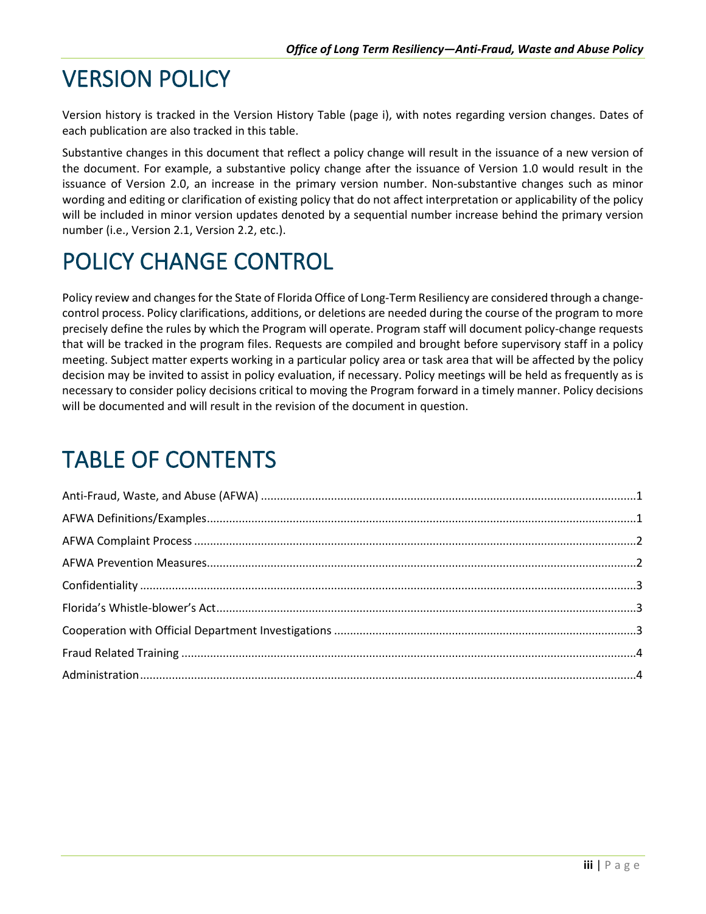# VERSION POLICY

Version history is tracked in the Version History Table (page i), with notes regarding version changes. Dates of each publication are also tracked in this table.

Substantive changes in this document that reflect a policy change will result in the issuance of a new version of the document. For example, a substantive policy change after the issuance of Version 1.0 would result in the issuance of Version 2.0, an increase in the primary version number. Non-substantive changes such as minor wording and editing or clarification of existing policy that do not affect interpretation or applicability of the policy will be included in minor version updates denoted by a sequential number increase behind the primary version number (i.e., Version 2.1, Version 2.2, etc.).

# POLICY CHANGE CONTROL

Policy review and changes for the State of Florida Office of Long-Term Resiliency are considered through a change-control process. Policy clarifications, additions, or deletions are needed during the course of the program to more precisely define the rules by which the Program will operate. Program staff will document policy-change requests that will be tracked in the program files. Requests are compiled and brought before supervisory staff in a policy meeting. Subject matter experts working in a particular policy area or task area that will be affected by the policy decision may be invited to assist in policy evaluation, if necessary. Policy meetings will be held as frequently as is necessary to consider policy decisions critical to moving the Program forward in a timely manner. Policy decisions will be documented and will result in the revision of the document in question.

# TABLE OF CONTENTS

Anti-Fraud, Waste, and Abuse (AFWA) .......... 1

AFWA Definitions/Examples .......... 1

AFWA Complaint Process .......... 2

AFWA Prevention Measures .......... 2

Confidentiality .......... 3

Florida's Whistle-blower's Act .......... 3

Cooperation with Official Department Investigations .......... 3

Fraud Related Training .......... 4

Administration .......... 4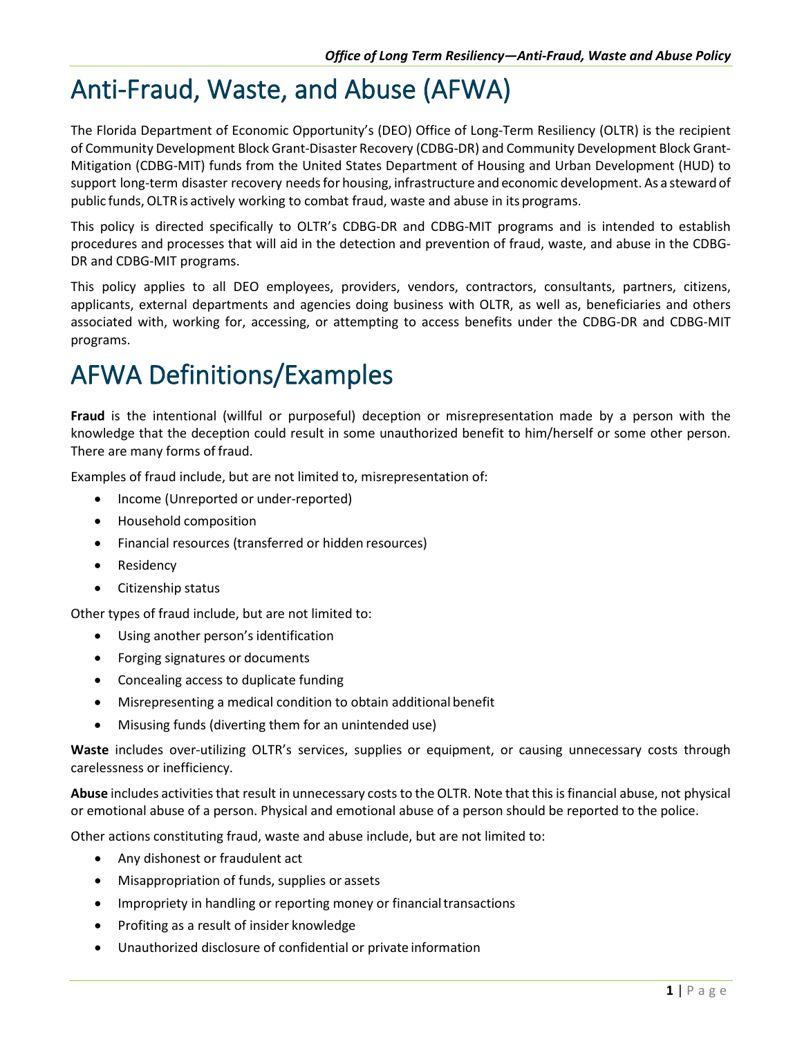# Anti-Fraud, Waste, and Abuse (AFWA)

The Florida Department of Economic Opportunity's (DEO) Office of Long-Term Resiliency (OLTR) is the recipient of Community Development Block Grant-Disaster Recovery (CDBG-DR) and Community Development Block Grant-Mitigation (CDBG-MIT) funds from the United States Department of Housing and Urban Development (HUD) to support long-term disaster recovery needs for housing, infrastructure and economic development. As a steward of public funds, OLTR is actively working to combat fraud, waste and abuse in its programs.

This policy is directed specifically to OLTR's CDBG-DR and CDBG-MIT programs and is intended to establish procedures and processes that will aid in the detection and prevention of fraud, waste, and abuse in the CDBG-DR and CDBG-MIT programs.

This policy applies to all DEO employees, providers, vendors, contractors, consultants, partners, citizens, applicants, external departments and agencies doing business with OLTR, as well as, beneficiaries and others associated with, working for, accessing, or attempting to access benefits under the CDBG-DR and CDBG-MIT programs.

# AFWA Definitions/Examples

**Fraud** is the intentional (willful or purposeful) deception or misrepresentation made by a person with the knowledge that the deception could result in some unauthorized benefit to him/herself or some other person. There are many forms of fraud.

Examples of fraud include, but are not limited to, misrepresentation of:

- Income (Unreported or under-reported)
- Household composition
- Financial resources (transferred or hidden resources)
- Residency
- Citizenship status

Other types of fraud include, but are not limited to:

- Using another person's identification
- Forging signatures or documents
- Concealing access to duplicate funding
- Misrepresenting a medical condition to obtain additional benefit
- Misusing funds (diverting them for an unintended use)

**Waste** includes over-utilizing OLTR's services, supplies or equipment, or causing unnecessary costs through carelessness or inefficiency.

**Abuse** includes activities that result in unnecessary costs to the OLTR. Note that this is financial abuse, not physical or emotional abuse of a person. Physical and emotional abuse of a person should be reported to the police.

Other actions constituting fraud, waste and abuse include, but are not limited to:

- Any dishonest or fraudulent act
- Misappropriation of funds, supplies or assets
- Impropriety in handling or reporting money or financial transactions
- Profiting as a result of insider knowledge
- Unauthorized disclosure of confidential or private information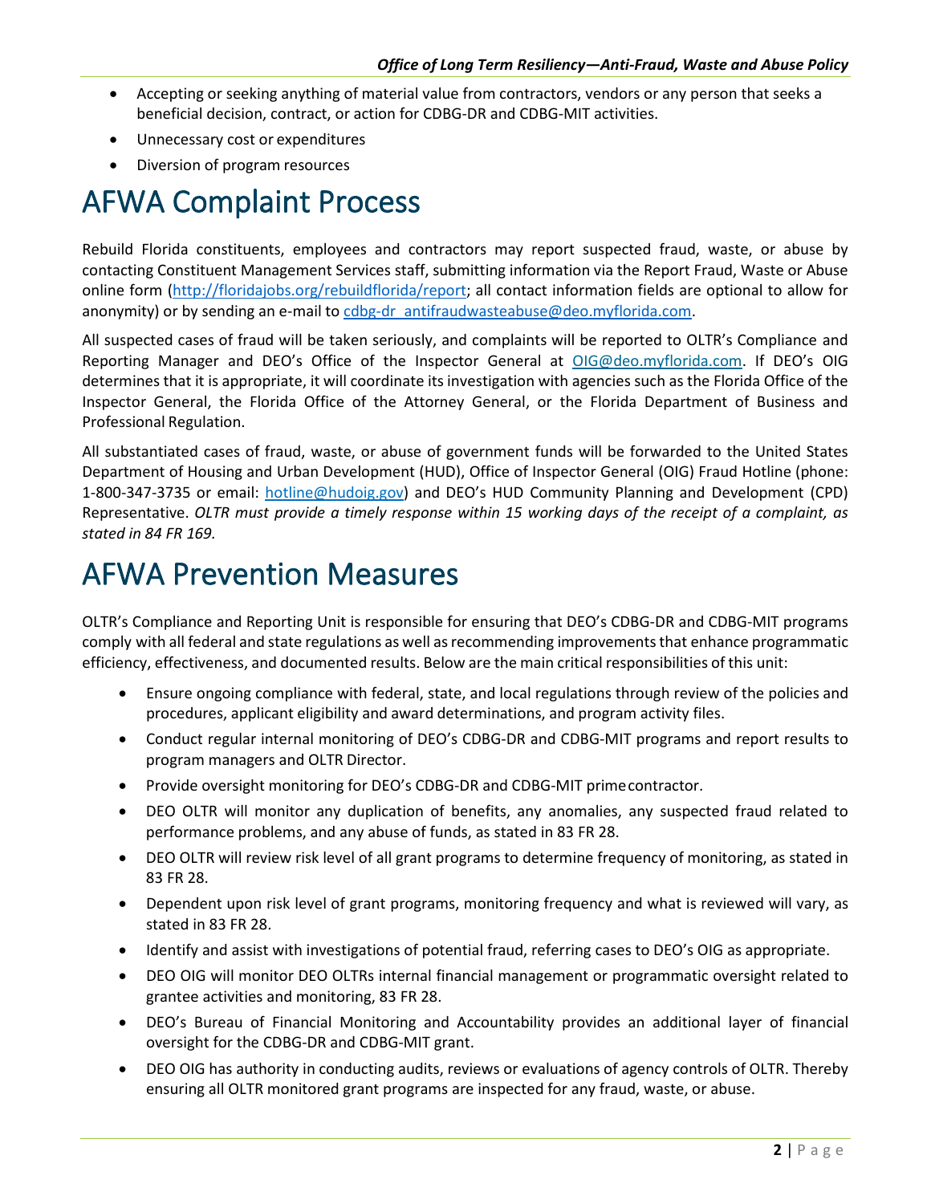- Accepting or seeking anything of material value from contractors, vendors or any person that seeks a beneficial decision, contract, or action for CDBG-DR and CDBG-MIT activities.
- Unnecessary cost or expenditures
- Diversion of program resources

# AFWA Complaint Process

Rebuild Florida constituents, employees and contractors may report suspected fraud, waste, or abuse by contacting Constituent Management Services staff, submitting information via the Report Fraud, Waste or Abuse online form ([http://floridajobs.org/rebuildflorida/report](http://floridajobs.org/rebuildflorida/report); all contact information fields are optional to allow for anonymity) or by sending an e-mail to [cdbg-dr_antifraudwasteabuse@deo.myflorida.com](mailto:cdbg-dr_antifraudwasteabuse@deo.myflorida.com).

All suspected cases of fraud will be taken seriously, and complaints will be reported to OLTR's Compliance and Reporting Manager and DEO's Office of the Inspector General at [OIG@deo.myflorida.com](mailto:OIG@deo.myflorida.com). If DEO's OIG determines that it is appropriate, it will coordinate its investigation with agencies such as the Florida Office of the Inspector General, the Florida Office of the Attorney General, or the Florida Department of Business and Professional Regulation.

All substantiated cases of fraud, waste, or abuse of government funds will be forwarded to the United States Department of Housing and Urban Development (HUD), Office of Inspector General (OIG) Fraud Hotline (phone: 1-800-347-3735 or email: [hotline@hudoig.gov](mailto:hotline@hudoig.gov)) and DEO's HUD Community Planning and Development (CPD) Representative. *OLTR must provide a timely response within 15 working days of the receipt of a complaint, as stated in 84 FR 169.*

# AFWA Prevention Measures

OLTR's Compliance and Reporting Unit is responsible for ensuring that DEO's CDBG-DR and CDBG-MIT programs comply with all federal and state regulations as well as recommending improvements that enhance programmatic efficiency, effectiveness, and documented results. Below are the main critical responsibilities of this unit:

- Ensure ongoing compliance with federal, state, and local regulations through review of the policies and procedures, applicant eligibility and award determinations, and program activity files.
- Conduct regular internal monitoring of DEO's CDBG-DR and CDBG-MIT programs and report results to program managers and OLTR Director.
- Provide oversight monitoring for DEO's CDBG-DR and CDBG-MIT prime contractor.
- DEO OLTR will monitor any duplication of benefits, any anomalies, any suspected fraud related to performance problems, and any abuse of funds, as stated in 83 FR 28.
- DEO OLTR will review risk level of all grant programs to determine frequency of monitoring, as stated in 83 FR 28.
- Dependent upon risk level of grant programs, monitoring frequency and what is reviewed will vary, as stated in 83 FR 28.
- Identify and assist with investigations of potential fraud, referring cases to DEO's OIG as appropriate.
- DEO OIG will monitor DEO OLTRs internal financial management or programmatic oversight related to grantee activities and monitoring, 83 FR 28.
- DEO's Bureau of Financial Monitoring and Accountability provides an additional layer of financial oversight for the CDBG-DR and CDBG-MIT grant.
- DEO OIG has authority in conducting audits, reviews or evaluations of agency controls of OLTR. Thereby ensuring all OLTR monitored grant programs are inspected for any fraud, waste, or abuse.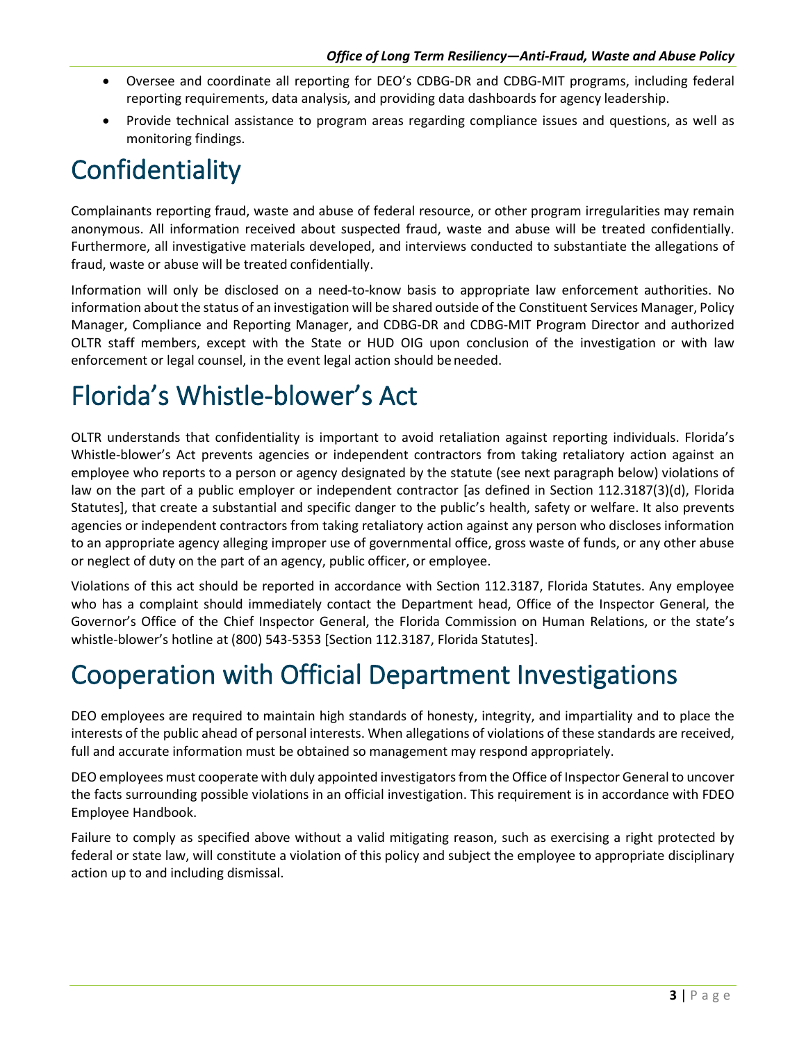- Oversee and coordinate all reporting for DEO's CDBG-DR and CDBG-MIT programs, including federal reporting requirements, data analysis, and providing data dashboards for agency leadership.
- Provide technical assistance to program areas regarding compliance issues and questions, as well as monitoring findings.

# Confidentiality

Complainants reporting fraud, waste and abuse of federal resource, or other program irregularities may remain anonymous. All information received about suspected fraud, waste and abuse will be treated confidentially. Furthermore, all investigative materials developed, and interviews conducted to substantiate the allegations of fraud, waste or abuse will be treated confidentially.

Information will only be disclosed on a need-to-know basis to appropriate law enforcement authorities. No information about the status of an investigation will be shared outside of the Constituent Services Manager, Policy Manager, Compliance and Reporting Manager, and CDBG-DR and CDBG-MIT Program Director and authorized OLTR staff members, except with the State or HUD OIG upon conclusion of the investigation or with law enforcement or legal counsel, in the event legal action should be needed.

# Florida's Whistle-blower's Act

OLTR understands that confidentiality is important to avoid retaliation against reporting individuals. Florida's Whistle-blower's Act prevents agencies or independent contractors from taking retaliatory action against an employee who reports to a person or agency designated by the statute (see next paragraph below) violations of law on the part of a public employer or independent contractor [as defined in Section 112.3187(3)(d), Florida Statutes], that create a substantial and specific danger to the public's health, safety or welfare. It also prevents agencies or independent contractors from taking retaliatory action against any person who discloses information to an appropriate agency alleging improper use of governmental office, gross waste of funds, or any other abuse or neglect of duty on the part of an agency, public officer, or employee.

Violations of this act should be reported in accordance with Section 112.3187, Florida Statutes. Any employee who has a complaint should immediately contact the Department head, Office of the Inspector General, the Governor's Office of the Chief Inspector General, the Florida Commission on Human Relations, or the state's whistle-blower's hotline at (800) 543-5353 [Section 112.3187, Florida Statutes].

# Cooperation with Official Department Investigations

DEO employees are required to maintain high standards of honesty, integrity, and impartiality and to place the interests of the public ahead of personal interests. When allegations of violations of these standards are received, full and accurate information must be obtained so management may respond appropriately.

DEO employees must cooperate with duly appointed investigators from the Office of Inspector General to uncover the facts surrounding possible violations in an official investigation. This requirement is in accordance with FDEO Employee Handbook.

Failure to comply as specified above without a valid mitigating reason, such as exercising a right protected by federal or state law, will constitute a violation of this policy and subject the employee to appropriate disciplinary action up to and including dismissal.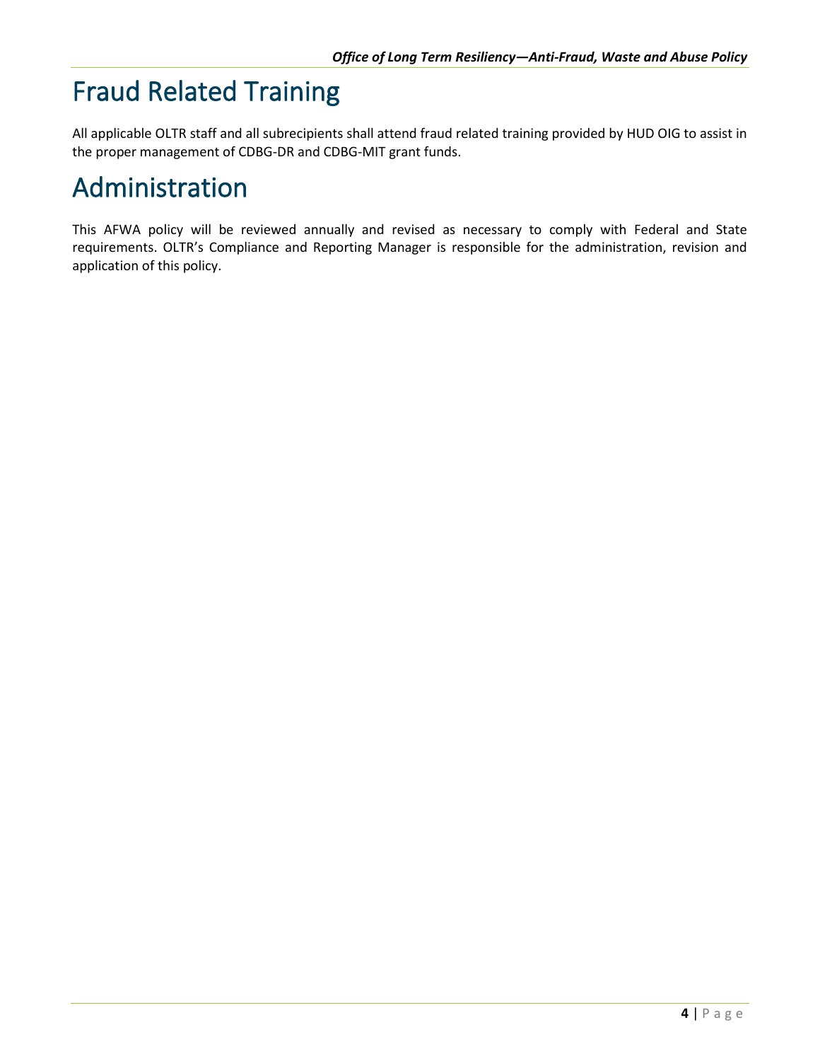# Fraud Related Training

All applicable OLTR staff and all subrecipients shall attend fraud related training provided by HUD OIG to assist in the proper management of CDBG-DR and CDBG-MIT grant funds.

# Administration

This AFWA policy will be reviewed annually and revised as necessary to comply with Federal and State requirements. OLTR's Compliance and Reporting Manager is responsible for the administration, revision and application of this policy.